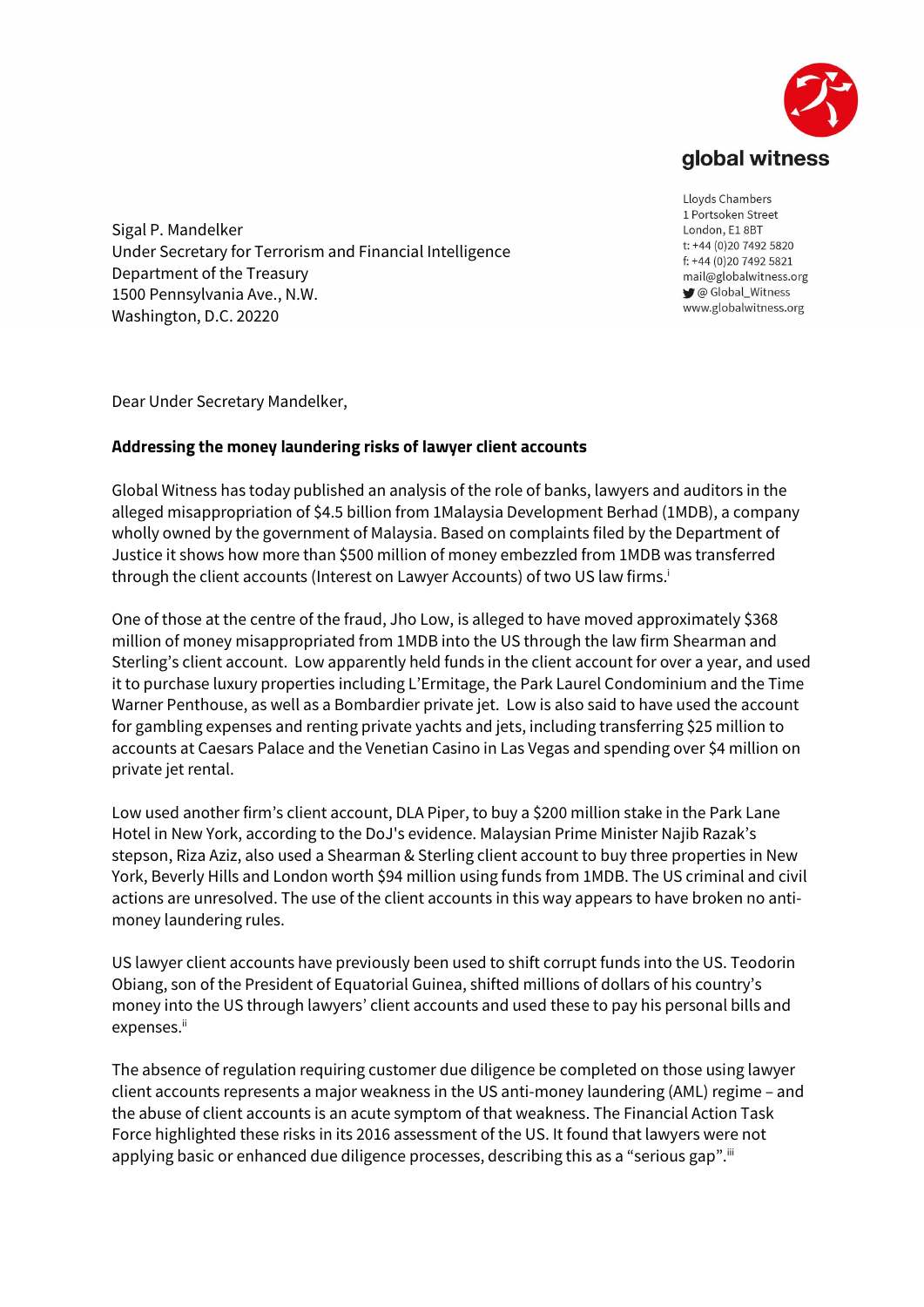global witness

Lloyds Chambers
1 Portsoken Street
London, E1 8BT
t: +44 (0)20 7492 5820
f: +44 (0)20 7492 5821
mail@globalwitness.org
@ Global_Witness
www.globalwitness.org

Sigal P. Mandelker
Under Secretary for Terrorism and Financial Intelligence
Department of the Treasury
1500 Pennsylvania Ave., N.W.
Washington, D.C. 20220

Dear Under Secretary Mandelker,

**Addressing the money laundering risks of lawyer client accounts**

Global Witness has today published an analysis of the role of banks, lawyers and auditors in the alleged misappropriation of $4.5 billion from 1Malaysia Development Berhad (1MDB), a company wholly owned by the government of Malaysia. Based on complaints filed by the Department of Justice it shows how more than $500 million of money embezzled from 1MDB was transferred through the client accounts (Interest on Lawyer Accounts) of two US law firms.[i]

One of those at the centre of the fraud, Jho Low, is alleged to have moved approximately $368 million of money misappropriated from 1MDB into the US through the law firm Shearman and Sterling's client account. Low apparently held funds in the client account for over a year, and used it to purchase luxury properties including L'Ermitage, the Park Laurel Condominium and the Time Warner Penthouse, as well as a Bombardier private jet. Low is also said to have used the account for gambling expenses and renting private yachts and jets, including transferring $25 million to accounts at Caesars Palace and the Venetian Casino in Las Vegas and spending over $4 million on private jet rental.

Low used another firm's client account, DLA Piper, to buy a $200 million stake in the Park Lane Hotel in New York, according to the DoJ's evidence. Malaysian Prime Minister Najib Razak's stepson, Riza Aziz, also used a Shearman & Sterling client account to buy three properties in New York, Beverly Hills and London worth $94 million using funds from 1MDB. The US criminal and civil actions are unresolved. The use of the client accounts in this way appears to have broken no anti-money laundering rules.

US lawyer client accounts have previously been used to shift corrupt funds into the US. Teodorin Obiang, son of the President of Equatorial Guinea, shifted millions of dollars of his country's money into the US through lawyers' client accounts and used these to pay his personal bills and expenses.[ii]

The absence of regulation requiring customer due diligence be completed on those using lawyer client accounts represents a major weakness in the US anti-money laundering (AML) regime – and the abuse of client accounts is an acute symptom of that weakness. The Financial Action Task Force highlighted these risks in its 2016 assessment of the US. It found that lawyers were not applying basic or enhanced due diligence processes, describing this as a "serious gap".[iii]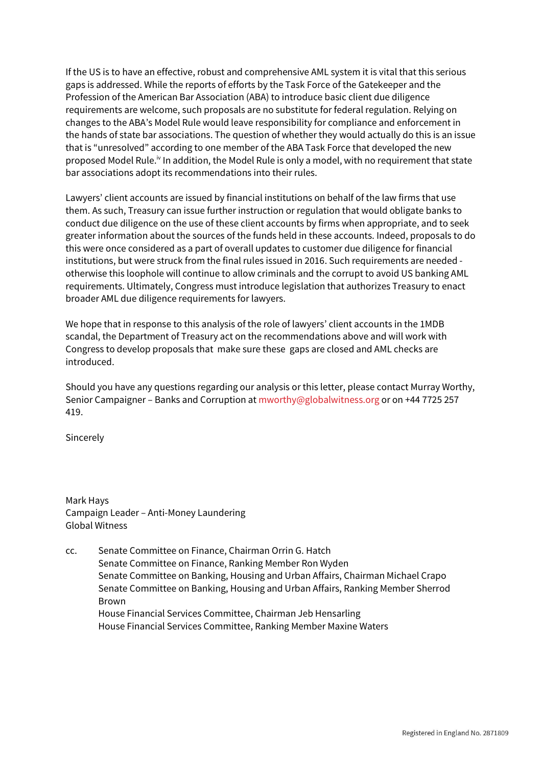If the US is to have an effective, robust and comprehensive AML system it is vital that this serious gaps is addressed. While the reports of efforts by the Task Force of the Gatekeeper and the Profession of the American Bar Association (ABA) to introduce basic client due diligence requirements are welcome, such proposals are no substitute for federal regulation. Relying on changes to the ABA's Model Rule would leave responsibility for compliance and enforcement in the hands of state bar associations. The question of whether they would actually do this is an issue that is "unresolved" according to one member of the ABA Task Force that developed the new proposed Model Rule.[iv] In addition, the Model Rule is only a model, with no requirement that state bar associations adopt its recommendations into their rules.

Lawyers' client accounts are issued by financial institutions on behalf of the law firms that use them. As such, Treasury can issue further instruction or regulation that would obligate banks to conduct due diligence on the use of these client accounts by firms when appropriate, and to seek greater information about the sources of the funds held in these accounts. Indeed, proposals to do this were once considered as a part of overall updates to customer due diligence for financial institutions, but were struck from the final rules issued in 2016. Such requirements are needed - otherwise this loophole will continue to allow criminals and the corrupt to avoid US banking AML requirements. Ultimately, Congress must introduce legislation that authorizes Treasury to enact broader AML due diligence requirements for lawyers.

We hope that in response to this analysis of the role of lawyers' client accounts in the 1MDB scandal, the Department of Treasury act on the recommendations above and will work with Congress to develop proposals that make sure these gaps are closed and AML checks are introduced.

Should you have any questions regarding our analysis or this letter, please contact Murray Worthy, Senior Campaigner – Banks and Corruption at mworthy@globalwitness.org or on +44 7725 257 419.

Sincerely

Mark Hays
Campaign Leader – Anti-Money Laundering
Global Witness

cc. Senate Committee on Finance, Chairman Orrin G. Hatch
Senate Committee on Finance, Ranking Member Ron Wyden
Senate Committee on Banking, Housing and Urban Affairs, Chairman Michael Crapo
Senate Committee on Banking, Housing and Urban Affairs, Ranking Member Sherrod Brown
House Financial Services Committee, Chairman Jeb Hensarling
House Financial Services Committee, Ranking Member Maxine Waters

Registered in England No. 2871809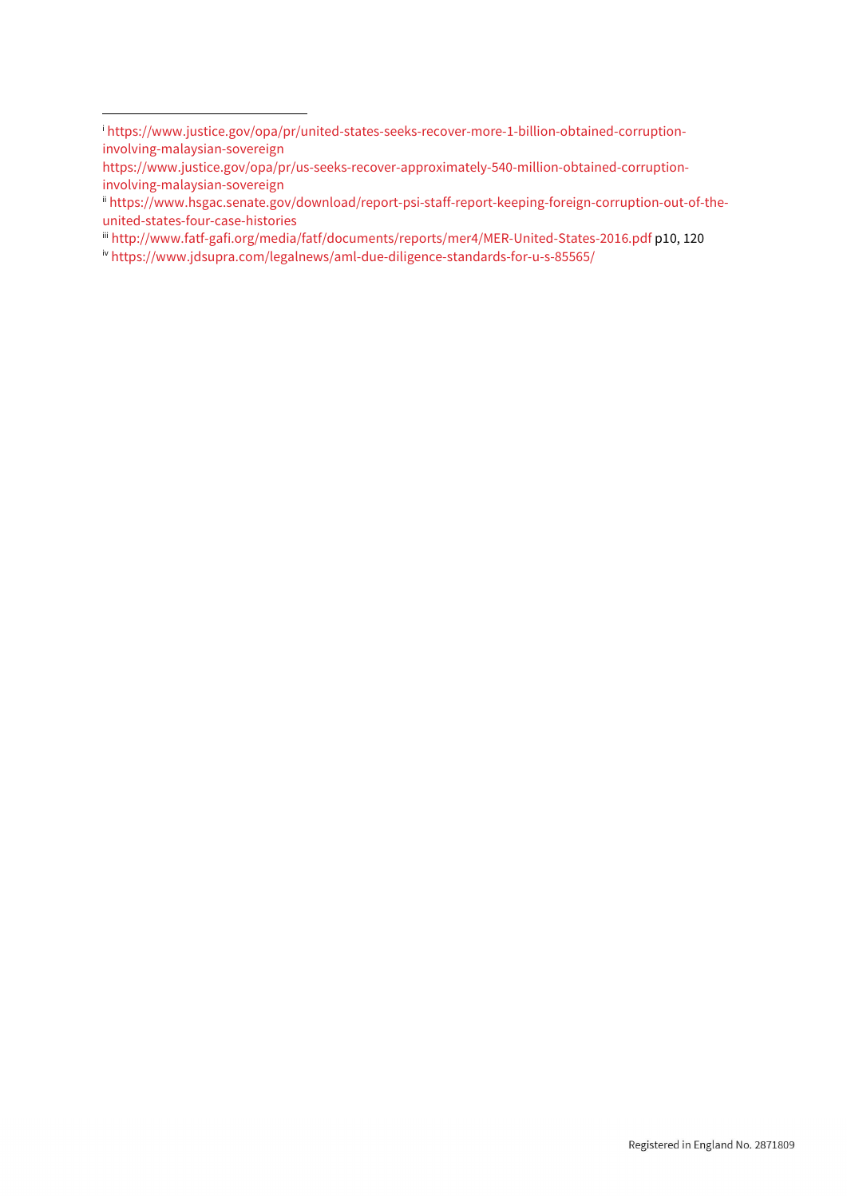[i] https://www.justice.gov/opa/pr/united-states-seeks-recover-more-1-billion-obtained-corruption-involving-malaysian-sovereign

https://www.justice.gov/opa/pr/us-seeks-recover-approximately-540-million-obtained-corruption-involving-malaysian-sovereign

[ii] https://www.hsgac.senate.gov/download/report-psi-staff-report-keeping-foreign-corruption-out-of-the-united-states-four-case-histories

[iii] http://www.fatf-gafi.org/media/fatf/documents/reports/mer4/MER-United-States-2016.pdf p10, 120

[iv] https://www.jdsupra.com/legalnews/aml-due-diligence-standards-for-u-s-85565/

Registered in England No. 2871809